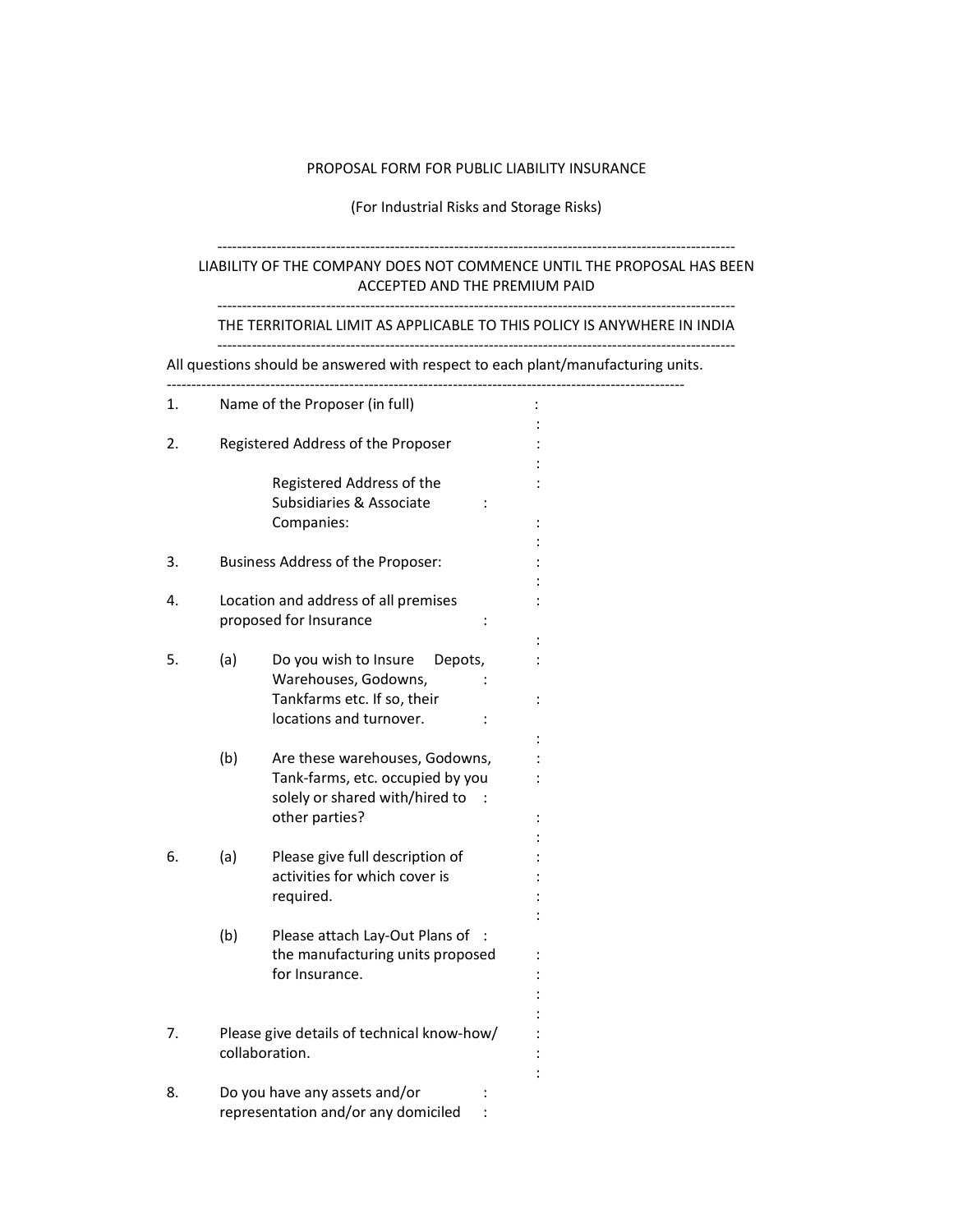# PROPOSAL FORM FOR PUBLIC LIABILITY INSURANCE

(For Industrial Risks and Storage Risks)

---

LIABILITY OF THE COMPANY DOES NOT COMMENCE UNTIL THE PROPOSAL HAS BEEN ACCEPTED AND THE PREMIUM PAID

---

THE TERRITORIAL LIMIT AS APPLICABLE TO THIS POLICY IS ANYWHERE IN INDIA

---

All questions should be answered with respect to each plant/manufacturing units.

---

1. Name of the Proposer (in full) :

2. Registered Address of the Proposer :

   Registered Address of the Subsidiaries & Associate Companies: :

3. Business Address of the Proposer: :

4. Location and address of all premises proposed for Insurance :

5. (a) Do you wish to Insure Depots, Warehouses, Godowns, Tankfarms etc. If so, their locations and turnover. :

   (b) Are these warehouses, Godowns, Tank-farms, etc. occupied by you solely or shared with/hired to other parties? :

6. (a) Please give full description of activities for which cover is required. :

   (b) Please attach Lay-Out Plans of the manufacturing units proposed for Insurance. :

7. Please give details of technical know-how/ collaboration. :

8. Do you have any assets and/or representation and/or any domiciled :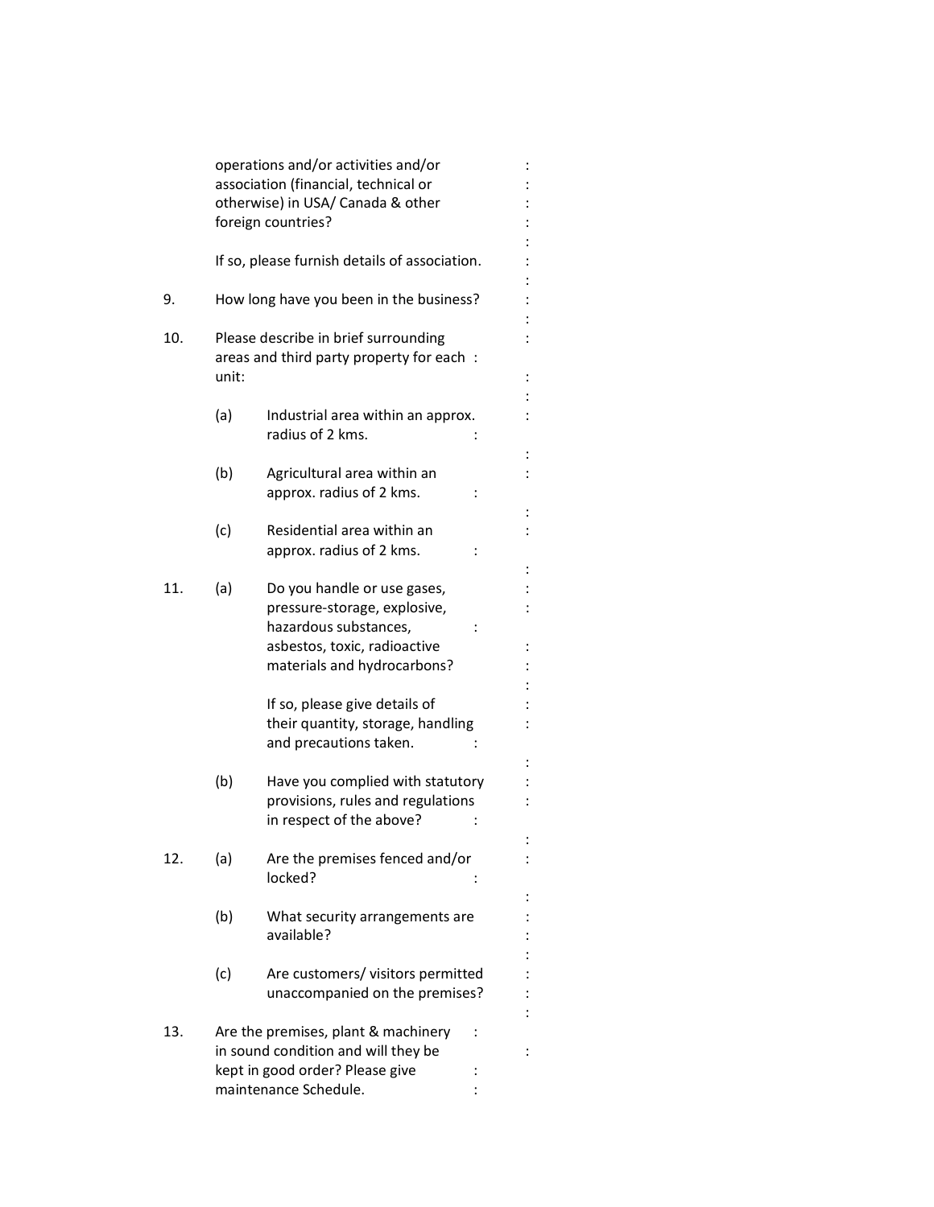operations and/or activities and/or association (financial, technical or otherwise) in USA/ Canada & other foreign countries? :

If so, please furnish details of association. :

9. How long have you been in the business? :

10. Please describe in brief surrounding areas and third party property for each unit: :

   (a) Industrial area within an approx. radius of 2 kms. :

   (b) Agricultural area within an approx. radius of 2 kms. :

   (c) Residential area within an approx. radius of 2 kms. :

11. (a) Do you handle or use gases, pressure-storage, explosive, hazardous substances, asbestos, toxic, radioactive materials and hydrocarbons? :

   If so, please give details of their quantity, storage, handling and precautions taken. :

   (b) Have you complied with statutory provisions, rules and regulations in respect of the above? :

12. (a) Are the premises fenced and/or locked? :

   (b) What security arrangements are available? :

   (c) Are customers/ visitors permitted unaccompanied on the premises? :

13. Are the premises, plant & machinery in sound condition and will they be kept in good order? Please give maintenance Schedule. :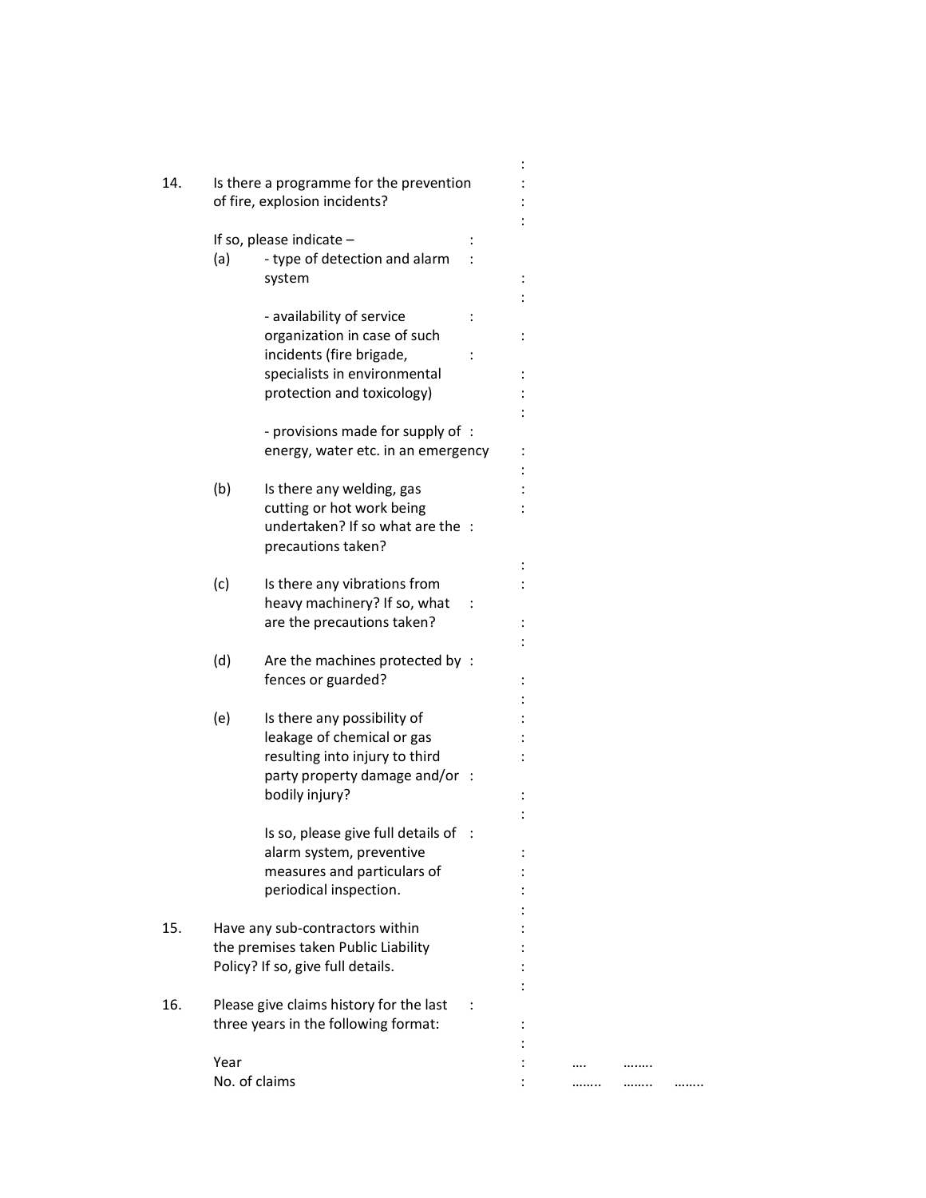14. Is there a programme for the prevention of fire, explosion incidents? :

    If so, please indicate – :

    (a) - type of detection and alarm system :

        - availability of service organization in case of such incidents (fire brigade, specialists in environmental protection and toxicology) :

        - provisions made for supply of energy, water etc. in an emergency :

    (b) Is there any welding, gas cutting or hot work being undertaken? If so what are the precautions taken? :

    (c) Is there any vibrations from heavy machinery? If so, what are the precautions taken? :

    (d) Are the machines protected by fences or guarded? :

    (e) Is there any possibility of leakage of chemical or gas resulting into injury to third party property damage and/or bodily injury? :

        Is so, please give full details of alarm system, preventive measures and particulars of periodical inspection. :

15. Have any sub-contractors within the premises taken Public Liability Policy? If so, give full details. :

16. Please give claims history for the last three years in the following format: :

| | | | | |
|---|---|---|---|---|
| Year | : | …. | …….. | |
| No. of claims | : | …….. | …….. | …….. |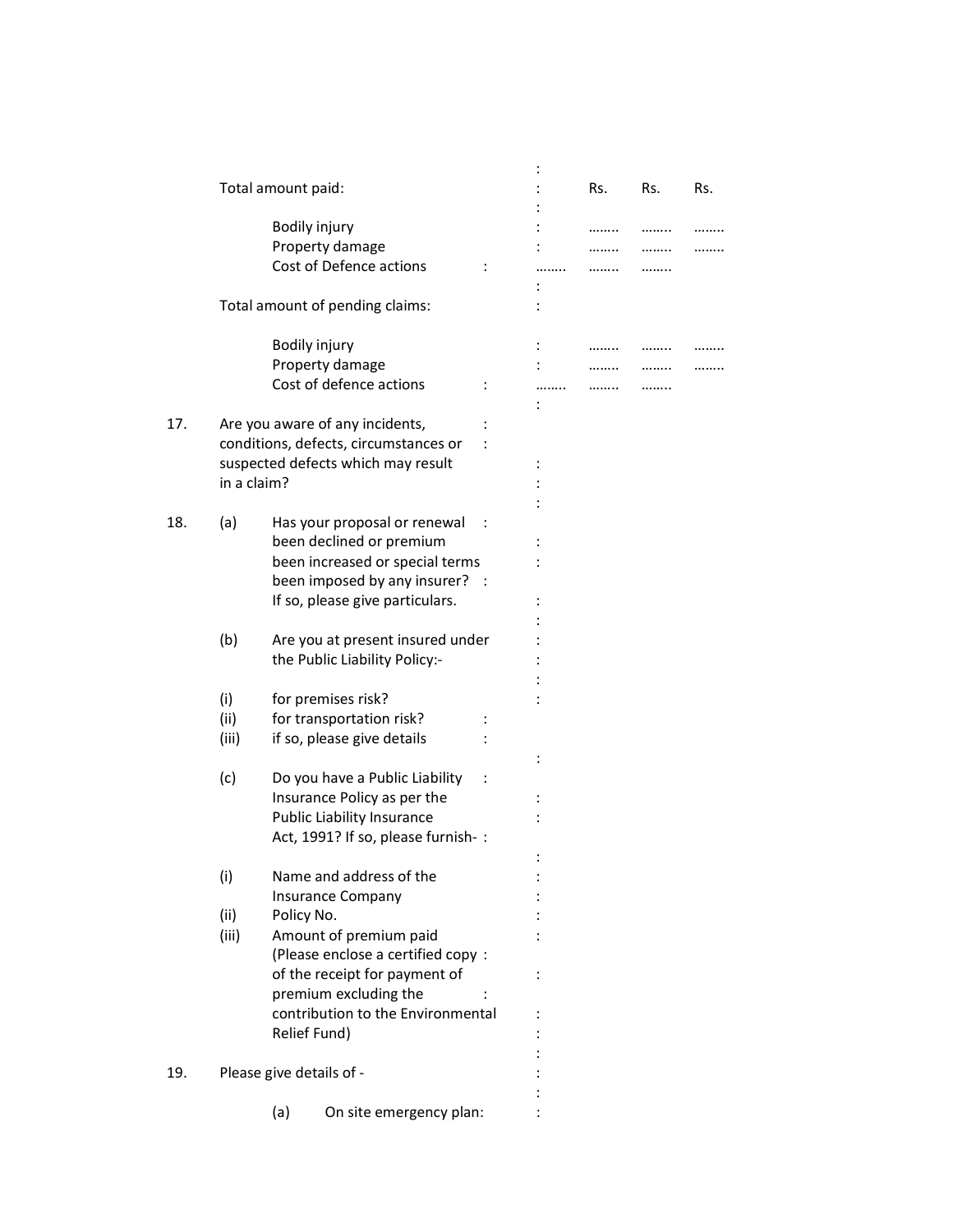| | | Rs. | Rs. | Rs. |
|---|---|---|---|---|
| Total amount paid: | : | | | |
| Bodily injury | : | …….. | …….. | …….. |
| Property damage | : | …….. | …….. | …….. |
| Cost of Defence actions | : | …….. | …….. | …….. |
| Total amount of pending claims: | : | | | |
| Bodily injury | : | …….. | …….. | …….. |
| Property damage | : | …….. | …….. | …….. |
| Cost of defence actions | : | …….. | …….. | …….. |

17. Are you aware of any incidents, conditions, defects, circumstances or suspected defects which may result in a claim? :

18. (a) Has your proposal or renewal been declined or premium been increased or special terms been imposed by any insurer? If so, please give particulars. :

(b) Are you at present insured under the Public Liability Policy:- :

(i) for premises risk? :

(ii) for transportation risk? :

(iii) if so, please give details :

(c) Do you have a Public Liability Insurance Policy as per the Public Liability Insurance Act, 1991? If so, please furnish- :

(i) Name and address of the Insurance Company :

(ii) Policy No. :

(iii) Amount of premium paid (Please enclose a certified copy of the receipt for payment of premium excluding the contribution to the Environmental Relief Fund) :

19. Please give details of - :

(a) On site emergency plan: :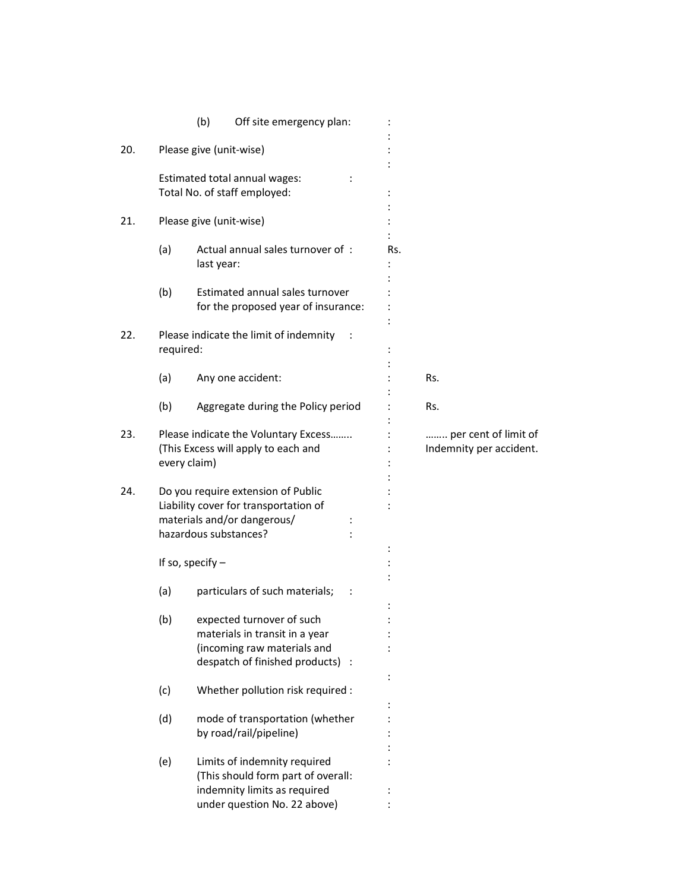(b) Off site emergency plan: :

20. Please give (unit-wise)

Estimated total annual wages: :
Total No. of staff employed: :

21. Please give (unit-wise)

(a) Actual annual sales turnover of last year: : Rs.

(b) Estimated annual sales turnover for the proposed year of insurance: :

22. Please indicate the limit of indemnity required: :

(a) Any one accident: : Rs.

(b) Aggregate during the Policy period : Rs.

23. Please indicate the Voluntary Excess…….. (This Excess will apply to each and every claim) : …….. per cent of limit of Indemnity per accident.

24. Do you require extension of Public Liability cover for transportation of materials and/or dangerous/ hazardous substances? :

If so, specify –

(a) particulars of such materials; :

(b) expected turnover of such materials in transit in a year (incoming raw materials and despatch of finished products) :

(c) Whether pollution risk required :

(d) mode of transportation (whether by road/rail/pipeline) :

(e) Limits of indemnity required (This should form part of overall indemnity limits as required under question No. 22 above) :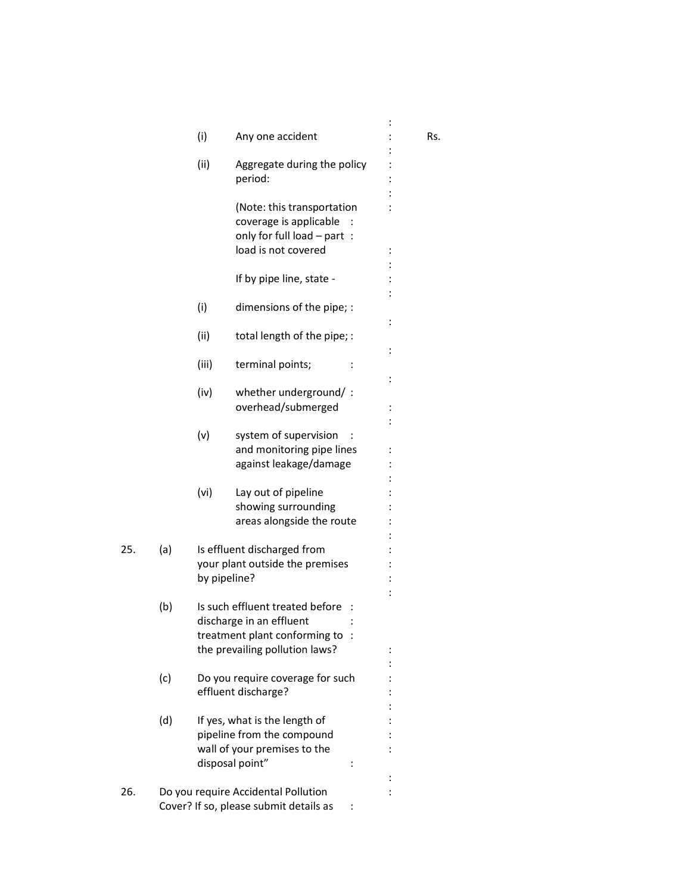(i) Any one accident : Rs.

(ii) Aggregate during the policy period: :

(Note: this transportation coverage is applicable only for full load – part load is not covered :

If by pipe line, state - :

(i) dimensions of the pipe; :

(ii) total length of the pipe; :

(iii) terminal points; :

(iv) whether underground/ overhead/submerged :

(v) system of supervision and monitoring pipe lines against leakage/damage :

(vi) Lay out of pipeline showing surrounding areas alongside the route :

25. (a) Is effluent discharged from your plant outside the premises by pipeline? :

(b) Is such effluent treated before discharge in an effluent treatment plant conforming to the prevailing pollution laws? :

(c) Do you require coverage for such effluent discharge? :

(d) If yes, what is the length of pipeline from the compound wall of your premises to the disposal point" :

26. Do you require Accidental Pollution Cover? If so, please submit details as :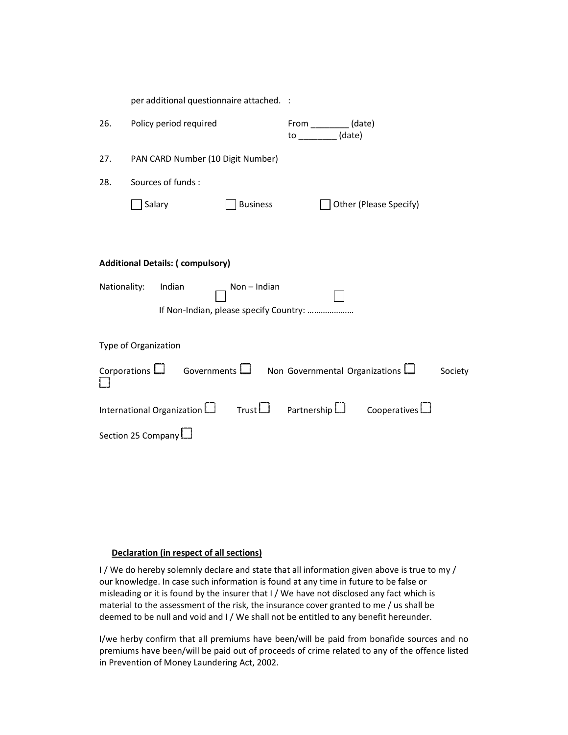per additional questionnaire attached. :

26. Policy period required — From ________ (date) to ________ (date)

27. PAN CARD Number (10 Digit Number)

28. Sources of funds :

☐ Salary ☐ Business ☐ Other (Please Specify)

**Additional Details: ( compulsory)**

Nationality: Indian ☐ Non – Indian ☐

If Non-Indian, please specify Country: …………………

Type of Organization

Corporations ☐ Governments ☐ Non Governmental Organizations ☐ Society ☐

International Organization ☐ Trust ☐ Partnership ☐ Cooperatives ☐

Section 25 Company ☐

**<u>Declaration (in respect of all sections)</u>**

I / We do hereby solemnly declare and state that all information given above is true to my / our knowledge. In case such information is found at any time in future to be false or misleading or it is found by the insurer that I / We have not disclosed any fact which is material to the assessment of the risk, the insurance cover granted to me / us shall be deemed to be null and void and I / We shall not be entitled to any benefit hereunder.

I/we herby confirm that all premiums have been/will be paid from bonafide sources and no premiums have been/will be paid out of proceeds of crime related to any of the offence listed in Prevention of Money Laundering Act, 2002.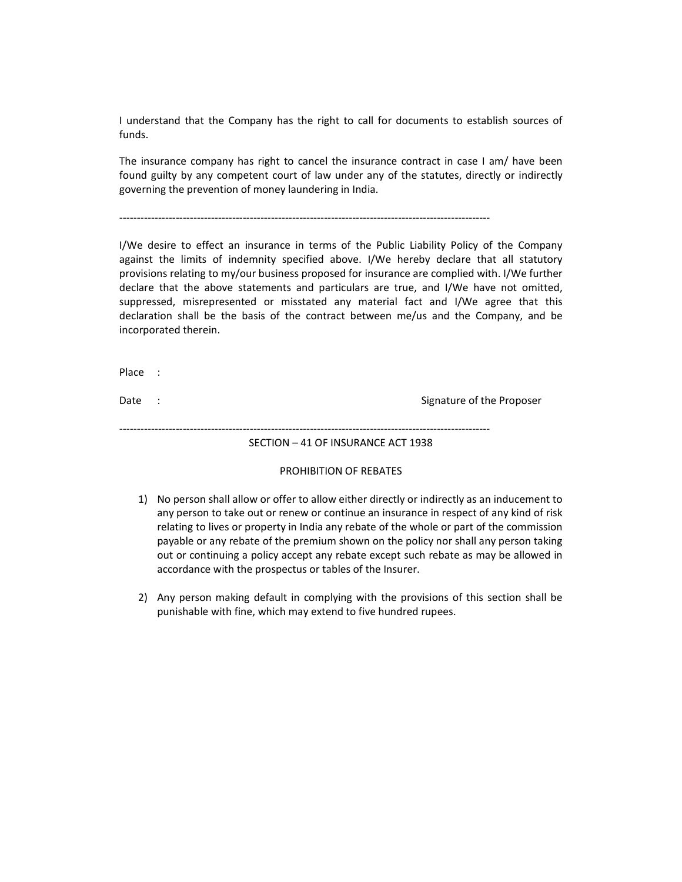I understand that the Company has the right to call for documents to establish sources of funds.

The insurance company has right to cancel the insurance contract in case I am/ have been found guilty by any competent court of law under any of the statutes, directly or indirectly governing the prevention of money laundering in India.

---

I/We desire to effect an insurance in terms of the Public Liability Policy of the Company against the limits of indemnity specified above. I/We hereby declare that all statutory provisions relating to my/our business proposed for insurance are complied with. I/We further declare that the above statements and particulars are true, and I/We have not omitted, suppressed, misrepresented or misstated any material fact and I/We agree that this declaration shall be the basis of the contract between me/us and the Company, and be incorporated therein.

Place :

Date : Signature of the Proposer

---

SECTION – 41 OF INSURANCE ACT 1938

PROHIBITION OF REBATES

1) No person shall allow or offer to allow either directly or indirectly as an inducement to any person to take out or renew or continue an insurance in respect of any kind of risk relating to lives or property in India any rebate of the whole or part of the commission payable or any rebate of the premium shown on the policy nor shall any person taking out or continuing a policy accept any rebate except such rebate as may be allowed in accordance with the prospectus or tables of the Insurer.

2) Any person making default in complying with the provisions of this section shall be punishable with fine, which may extend to five hundred rupees.